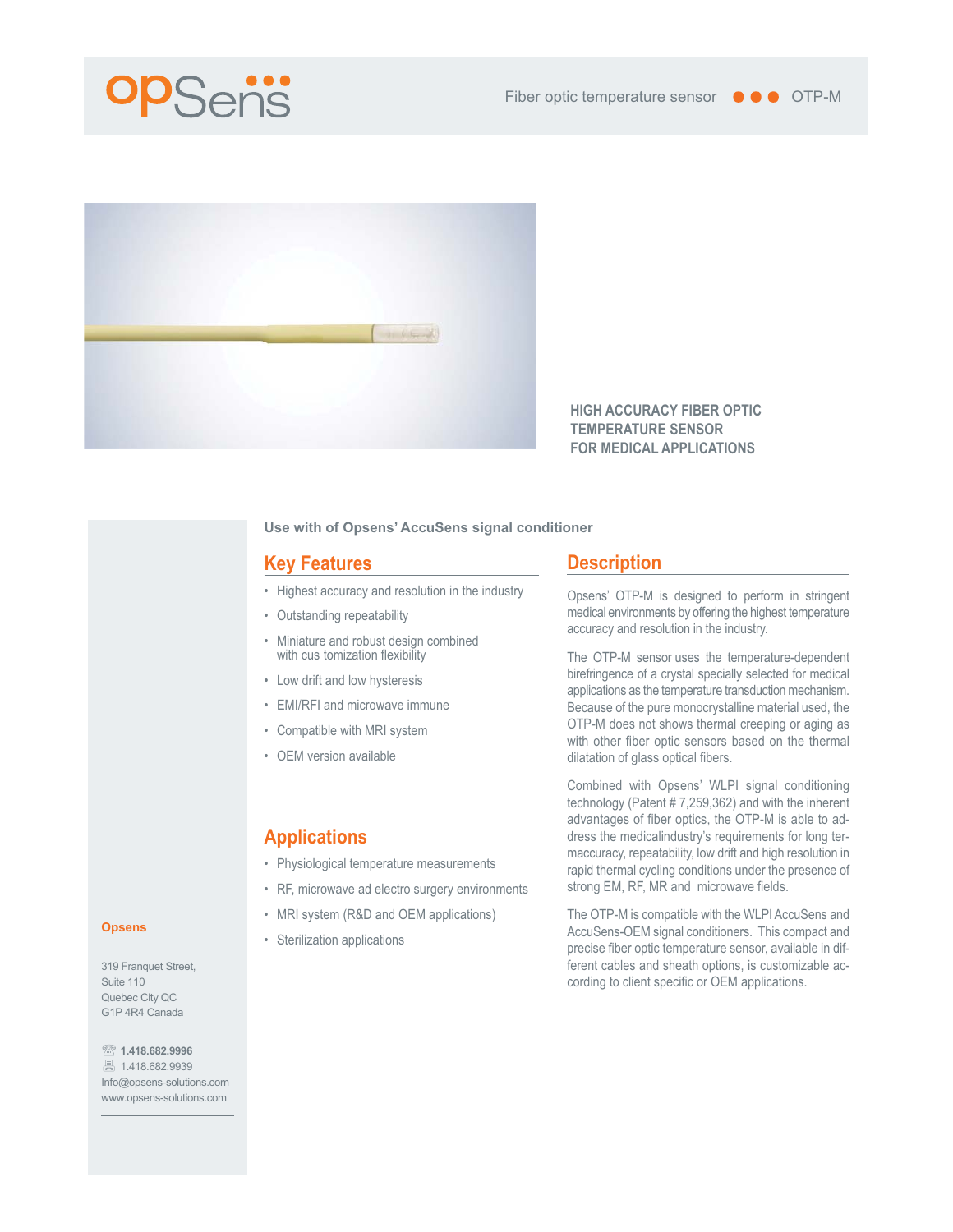Fiber optic temperature sensor ●●● OTP-M

## HIGH ACCURACY FIBER OPTIC TEMPERATURE SENSOR FOR MEDICAL APPLICATIONS

**Use with of Opsens' AccuSens signal conditioner**

## Key Features

- Highest accuracy and resolution in the industry
- Outstanding repeatability
- Miniature and robust design combined with cus tomization flexibility
- Low drift and low hysteresis
- EMI/RFI and microwave immune
- Compatible with MRI system
- OEM version available

## Applications

- Physiological temperature measurements
- RF, microwave ad electro surgery environments
- MRI system (R&D and OEM applications)
- Sterilization applications

## Description

Opsens' OTP-M is designed to perform in stringent medical environments by offering the highest temperature accuracy and resolution in the industry.

The OTP-M sensor uses the temperature-dependent birefringence of a crystal specially selected for medical applications as the temperature transduction mechanism. Because of the pure monocrystalline material used, the OTP-M does not shows thermal creeping or aging as with other fiber optic sensors based on the thermal dilatation of glass optical fibers.

Combined with Opsens' WLPI signal conditioning technology (Patent # 7,259,362) and with the inherent advantages of fiber optics, the OTP-M is able to address the medicalindustry's requirements for long termaccuracy, repeatability, low drift and high resolution in rapid thermal cycling conditions under the presence of strong EM, RF, MR and microwave fields.

The OTP-M is compatible with the WLPI AccuSens and AccuSens-OEM signal conditioners. This compact and precise fiber optic temperature sensor, available in different cables and sheath options, is customizable according to client specific or OEM applications.

**Opsens**

319 Franquet Street,
Suite 110
Quebec City QC
G1P 4R4 Canada

**1.418.682.9996**
1.418.682.9939
Info@opsens-solutions.com
www.opsens-solutions.com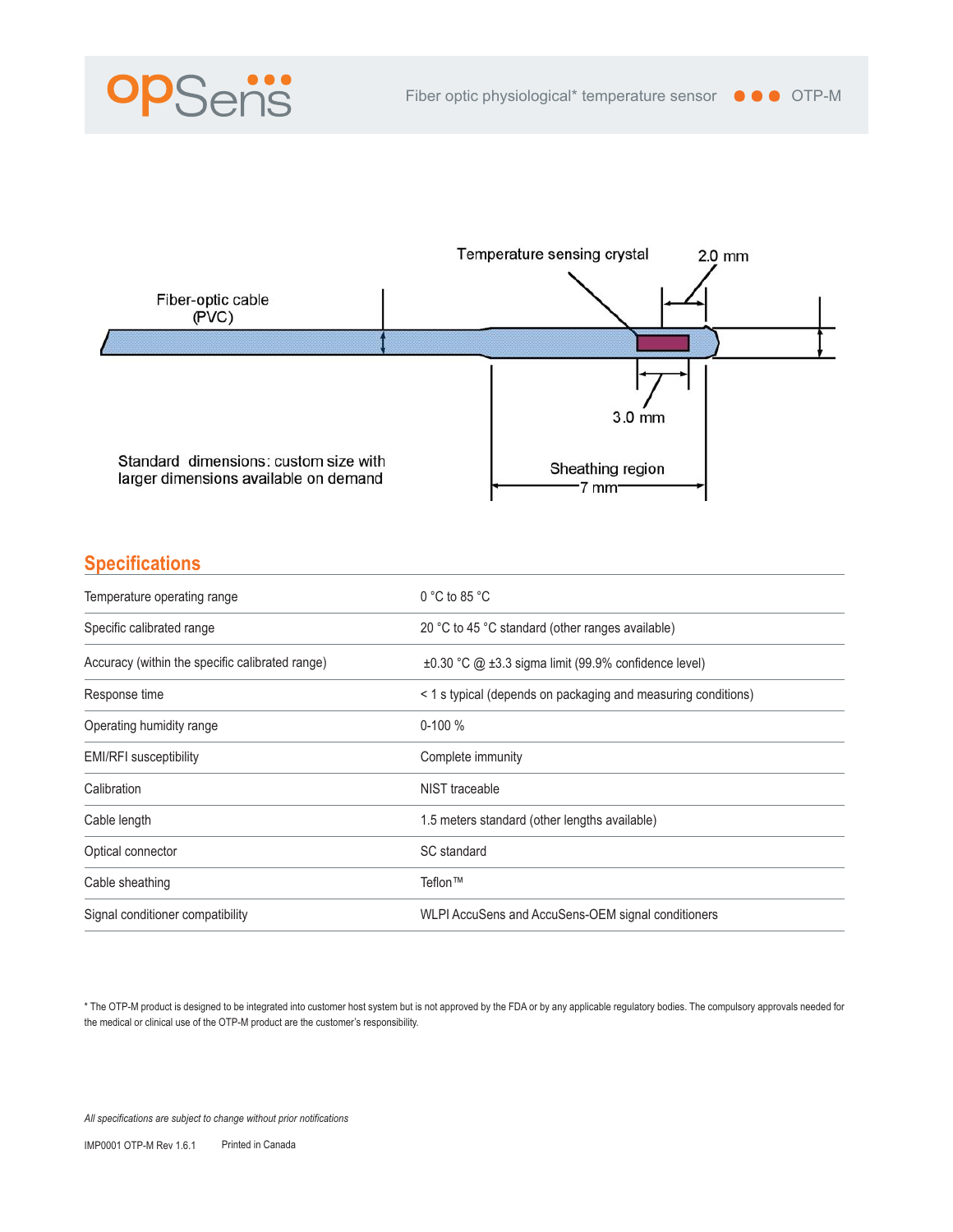opSens

Fiber optic physiological* temperature sensor ●●● OTP-M

Temperature sensing crystal

2.0 mm

Fiber-optic cable (PVC)

3.0 mm

Standard dimensions: custom size with larger dimensions available on demand

Sheathing region 7 mm

## Specifications

| | |
|---|---|
| Temperature operating range | 0 °C to 85 °C |
| Specific calibrated range | 20 °C to 45 °C standard (other ranges available) |
| Accuracy (within the specific calibrated range) | ±0.30 °C @ ±3.3 sigma limit (99.9% confidence level) |
| Response time | < 1 s typical (depends on packaging and measuring conditions) |
| Operating humidity range | 0-100 % |
| EMI/RFI susceptibility | Complete immunity |
| Calibration | NIST traceable |
| Cable length | 1.5 meters standard (other lengths available) |
| Optical connector | SC standard |
| Cable sheathing | Teflon™ |
| Signal conditioner compatibility | WLPI AccuSens and AccuSens-OEM signal conditioners |

* The OTP-M product is designed to be integrated into customer host system but is not approved by the FDA or by any applicable regulatory bodies. The compulsory approvals needed for the medical or clinical use of the OTP-M product are the customer's responsibility.

*All specifications are subject to change without prior notifications*

IMP0001 OTP-M Rev 1.6.1 Printed in Canada